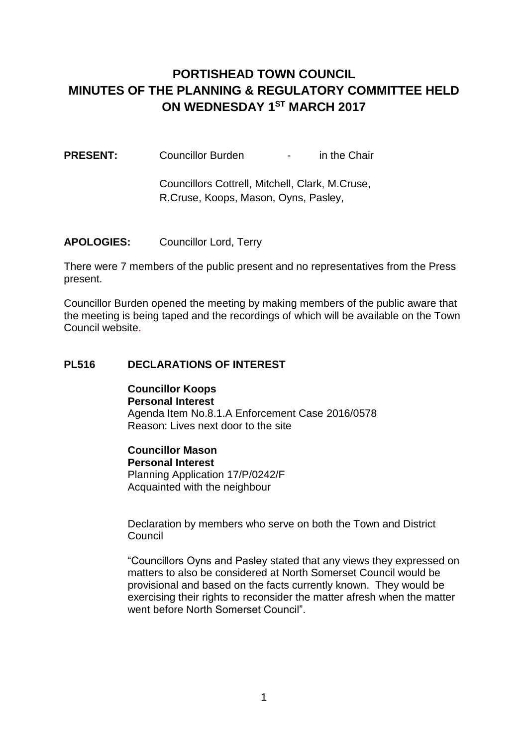# PORTISHEAD TOWN COUNCIL
# MINUTES OF THE PLANNING & REGULATORY COMMITTEE HELD ON WEDNESDAY 1ST MARCH 2017

**PRESENT:** Councillor Burden - in the Chair

Councillors Cottrell, Mitchell, Clark, M.Cruse, R.Cruse, Koops, Mason, Oyns, Pasley,

**APOLOGIES:** Councillor Lord, Terry

There were 7 members of the public present and no representatives from the Press present.

Councillor Burden opened the meeting by making members of the public aware that the meeting is being taped and the recordings of which will be available on the Town Council website.

## PL516 DECLARATIONS OF INTEREST

**Councillor Koops**
**Personal Interest**
Agenda Item No.8.1.A Enforcement Case 2016/0578
Reason: Lives next door to the site

**Councillor Mason**
**Personal Interest**
Planning Application 17/P/0242/F
Acquainted with the neighbour

Declaration by members who serve on both the Town and District Council

"Councillors Oyns and Pasley stated that any views they expressed on matters to also be considered at North Somerset Council would be provisional and based on the facts currently known. They would be exercising their rights to reconsider the matter afresh when the matter went before North Somerset Council".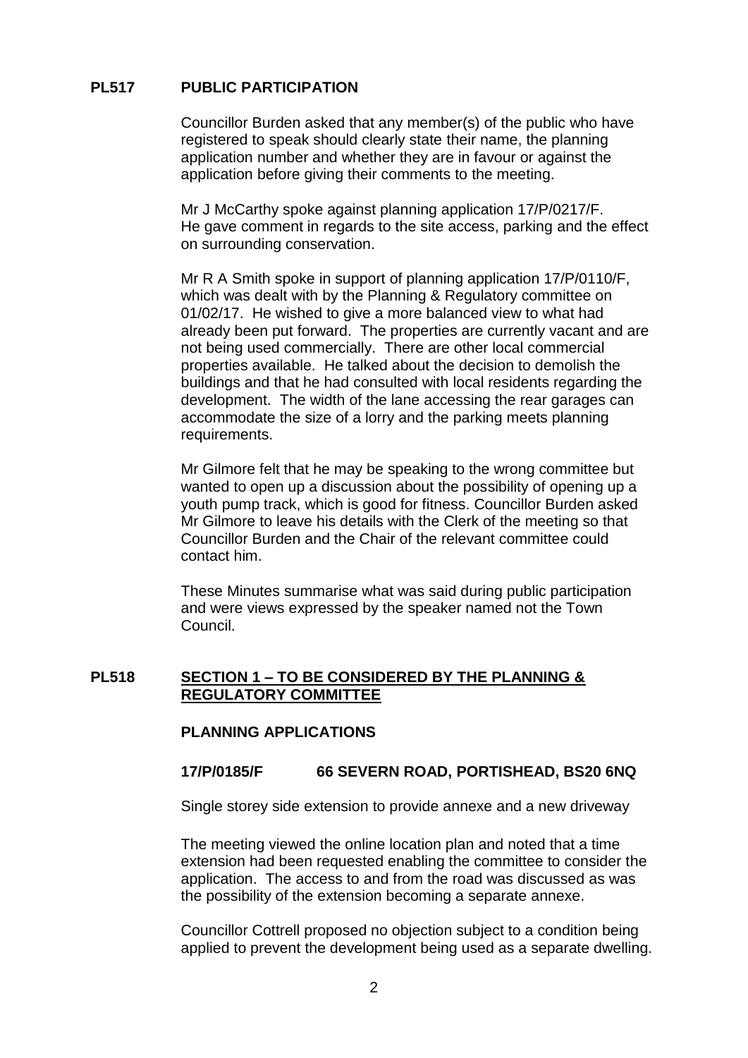## PL517 PUBLIC PARTICIPATION

Councillor Burden asked that any member(s) of the public who have registered to speak should clearly state their name, the planning application number and whether they are in favour or against the application before giving their comments to the meeting.

Mr J McCarthy spoke against planning application 17/P/0217/F. He gave comment in regards to the site access, parking and the effect on surrounding conservation.

Mr R A Smith spoke in support of planning application 17/P/0110/F, which was dealt with by the Planning & Regulatory committee on 01/02/17. He wished to give a more balanced view to what had already been put forward. The properties are currently vacant and are not being used commercially. There are other local commercial properties available. He talked about the decision to demolish the buildings and that he had consulted with local residents regarding the development. The width of the lane accessing the rear garages can accommodate the size of a lorry and the parking meets planning requirements.

Mr Gilmore felt that he may be speaking to the wrong committee but wanted to open up a discussion about the possibility of opening up a youth pump track, which is good for fitness. Councillor Burden asked Mr Gilmore to leave his details with the Clerk of the meeting so that Councillor Burden and the Chair of the relevant committee could contact him.

These Minutes summarise what was said during public participation and were views expressed by the speaker named not the Town Council.

## PL518 SECTION 1 – TO BE CONSIDERED BY THE PLANNING & REGULATORY COMMITTEE

### PLANNING APPLICATIONS

**17/P/0185/F 66 SEVERN ROAD, PORTISHEAD, BS20 6NQ**

Single storey side extension to provide annexe and a new driveway

The meeting viewed the online location plan and noted that a time extension had been requested enabling the committee to consider the application. The access to and from the road was discussed as was the possibility of the extension becoming a separate annexe.

Councillor Cottrell proposed no objection subject to a condition being applied to prevent the development being used as a separate dwelling.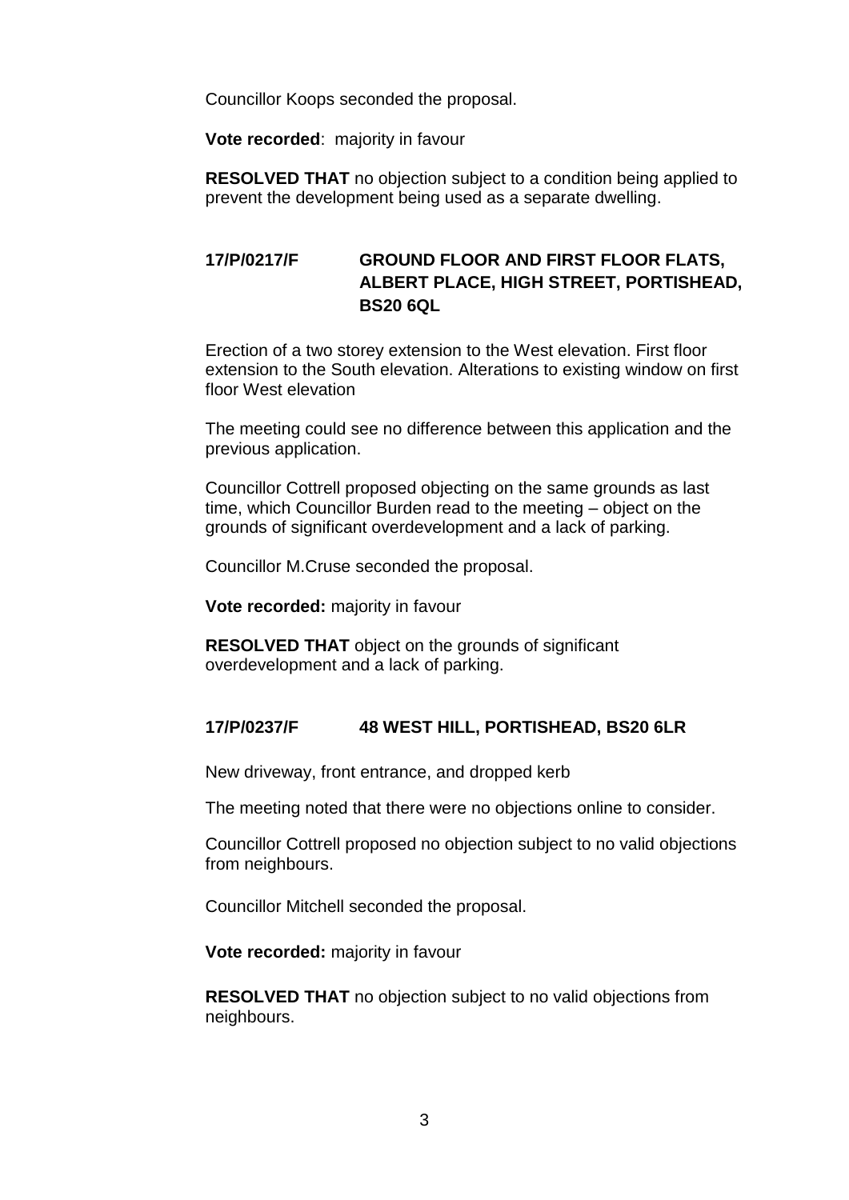Councillor Koops seconded the proposal.

**Vote recorded**: majority in favour

**RESOLVED THAT** no objection subject to a condition being applied to prevent the development being used as a separate dwelling.

**17/P/0217/F GROUND FLOOR AND FIRST FLOOR FLATS, ALBERT PLACE, HIGH STREET, PORTISHEAD, BS20 6QL**

Erection of a two storey extension to the West elevation. First floor extension to the South elevation. Alterations to existing window on first floor West elevation

The meeting could see no difference between this application and the previous application.

Councillor Cottrell proposed objecting on the same grounds as last time, which Councillor Burden read to the meeting – object on the grounds of significant overdevelopment and a lack of parking.

Councillor M.Cruse seconded the proposal.

**Vote recorded:** majority in favour

**RESOLVED THAT** object on the grounds of significant overdevelopment and a lack of parking.

**17/P/0237/F 48 WEST HILL, PORTISHEAD, BS20 6LR**

New driveway, front entrance, and dropped kerb

The meeting noted that there were no objections online to consider.

Councillor Cottrell proposed no objection subject to no valid objections from neighbours.

Councillor Mitchell seconded the proposal.

**Vote recorded:** majority in favour

**RESOLVED THAT** no objection subject to no valid objections from neighbours.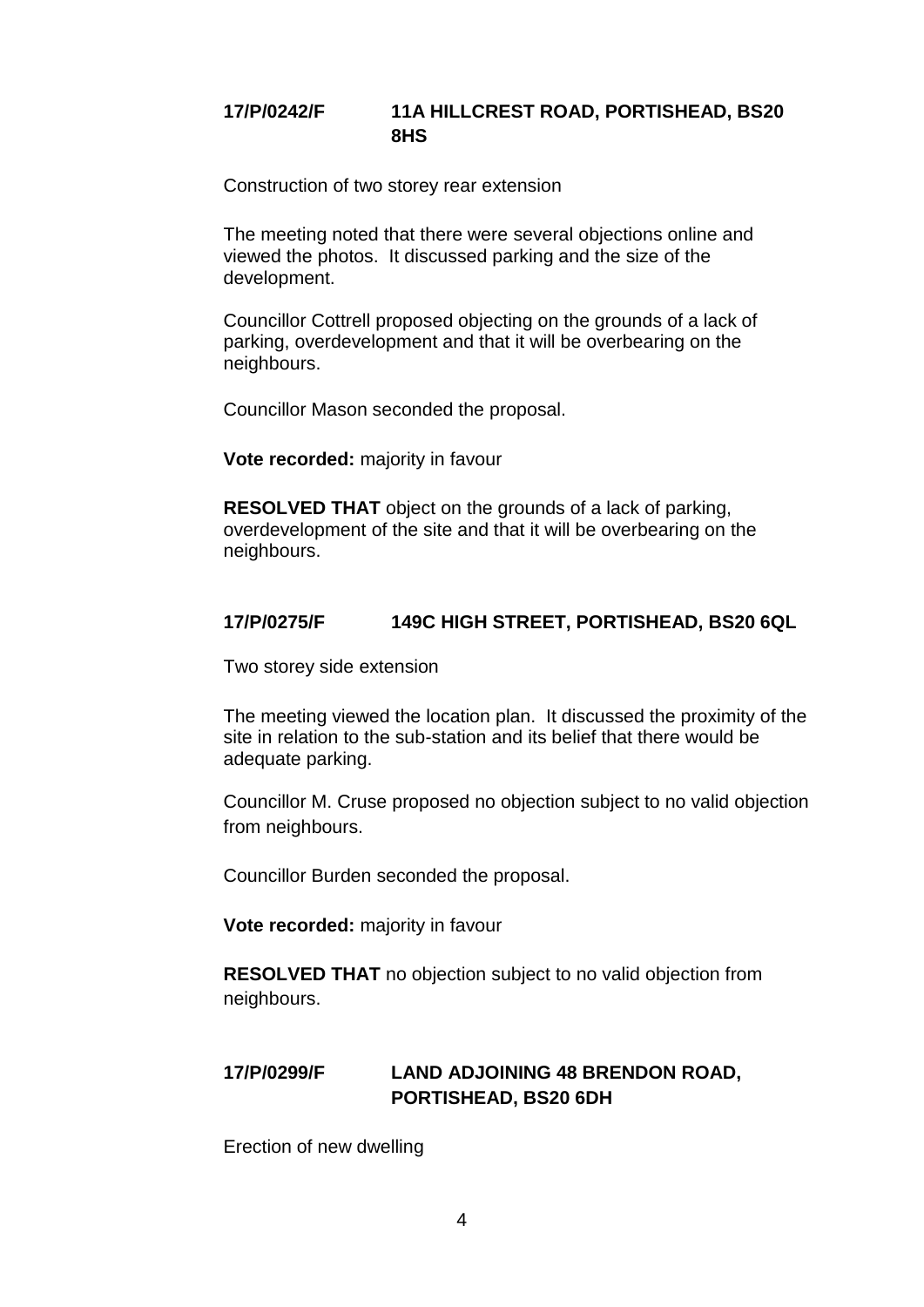**17/P/0242/F 11A HILLCREST ROAD, PORTISHEAD, BS20 8HS**

Construction of two storey rear extension

The meeting noted that there were several objections online and viewed the photos. It discussed parking and the size of the development.

Councillor Cottrell proposed objecting on the grounds of a lack of parking, overdevelopment and that it will be overbearing on the neighbours.

Councillor Mason seconded the proposal.

**Vote recorded:** majority in favour

**RESOLVED THAT** object on the grounds of a lack of parking, overdevelopment of the site and that it will be overbearing on the neighbours.

**17/P/0275/F 149C HIGH STREET, PORTISHEAD, BS20 6QL**

Two storey side extension

The meeting viewed the location plan. It discussed the proximity of the site in relation to the sub-station and its belief that there would be adequate parking.

Councillor M. Cruse proposed no objection subject to no valid objection from neighbours.

Councillor Burden seconded the proposal.

**Vote recorded:** majority in favour

**RESOLVED THAT** no objection subject to no valid objection from neighbours.

**17/P/0299/F LAND ADJOINING 48 BRENDON ROAD, PORTISHEAD, BS20 6DH**

Erection of new dwelling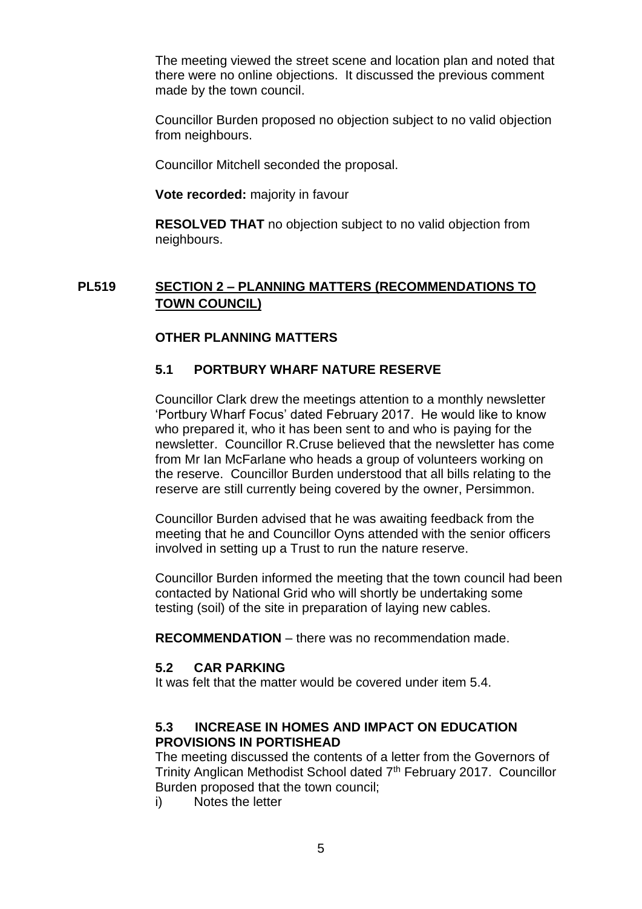The meeting viewed the street scene and location plan and noted that there were no online objections. It discussed the previous comment made by the town council.

Councillor Burden proposed no objection subject to no valid objection from neighbours.

Councillor Mitchell seconded the proposal.

**Vote recorded:** majority in favour

**RESOLVED THAT** no objection subject to no valid objection from neighbours.

## PL519 SECTION 2 – PLANNING MATTERS (RECOMMENDATIONS TO TOWN COUNCIL)

### OTHER PLANNING MATTERS

### 5.1 PORTBURY WHARF NATURE RESERVE

Councillor Clark drew the meetings attention to a monthly newsletter 'Portbury Wharf Focus' dated February 2017. He would like to know who prepared it, who it has been sent to and who is paying for the newsletter. Councillor R.Cruse believed that the newsletter has come from Mr Ian McFarlane who heads a group of volunteers working on the reserve. Councillor Burden understood that all bills relating to the reserve are still currently being covered by the owner, Persimmon.

Councillor Burden advised that he was awaiting feedback from the meeting that he and Councillor Oyns attended with the senior officers involved in setting up a Trust to run the nature reserve.

Councillor Burden informed the meeting that the town council had been contacted by National Grid who will shortly be undertaking some testing (soil) of the site in preparation of laying new cables.

**RECOMMENDATION** – there was no recommendation made.

### 5.2 CAR PARKING

It was felt that the matter would be covered under item 5.4.

### 5.3 INCREASE IN HOMES AND IMPACT ON EDUCATION PROVISIONS IN PORTISHEAD

The meeting discussed the contents of a letter from the Governors of Trinity Anglican Methodist School dated 7th February 2017. Councillor Burden proposed that the town council;

i) Notes the letter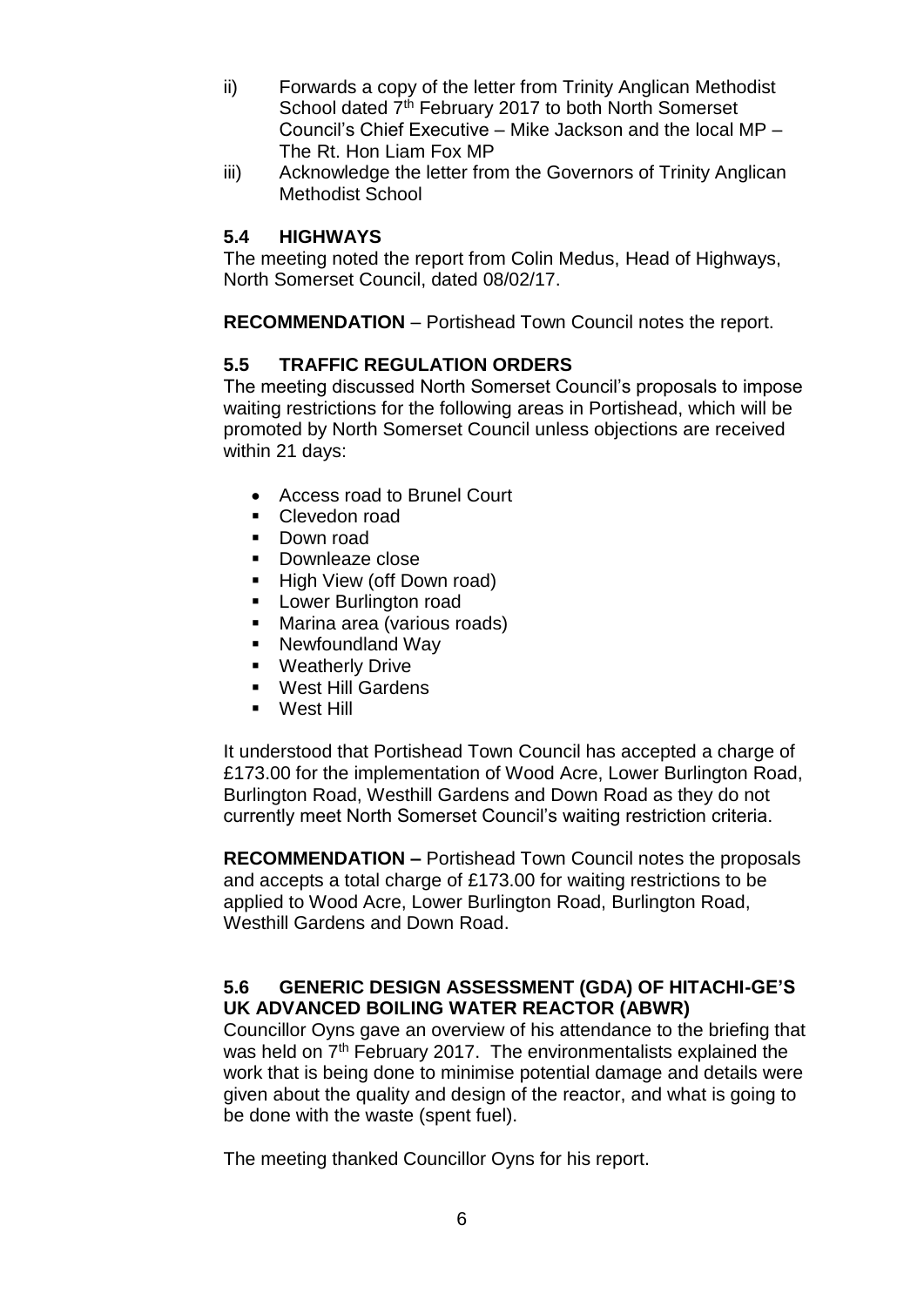ii) Forwards a copy of the letter from Trinity Anglican Methodist School dated 7th February 2017 to both North Somerset Council's Chief Executive – Mike Jackson and the local MP – The Rt. Hon Liam Fox MP

iii) Acknowledge the letter from the Governors of Trinity Anglican Methodist School

### 5.4 HIGHWAYS

The meeting noted the report from Colin Medus, Head of Highways, North Somerset Council, dated 08/02/17.

**RECOMMENDATION** – Portishead Town Council notes the report.

### 5.5 TRAFFIC REGULATION ORDERS

The meeting discussed North Somerset Council's proposals to impose waiting restrictions for the following areas in Portishead, which will be promoted by North Somerset Council unless objections are received within 21 days:

- Access road to Brunel Court
- Clevedon road
- Down road
- Downleaze close
- High View (off Down road)
- Lower Burlington road
- Marina area (various roads)
- Newfoundland Way
- Weatherly Drive
- West Hill Gardens
- West Hill

It understood that Portishead Town Council has accepted a charge of £173.00 for the implementation of Wood Acre, Lower Burlington Road, Burlington Road, Westhill Gardens and Down Road as they do not currently meet North Somerset Council's waiting restriction criteria.

**RECOMMENDATION –** Portishead Town Council notes the proposals and accepts a total charge of £173.00 for waiting restrictions to be applied to Wood Acre, Lower Burlington Road, Burlington Road, Westhill Gardens and Down Road.

### 5.6 GENERIC DESIGN ASSESSMENT (GDA) OF HITACHI-GE'S UK ADVANCED BOILING WATER REACTOR (ABWR)

Councillor Oyns gave an overview of his attendance to the briefing that was held on 7th February 2017. The environmentalists explained the work that is being done to minimise potential damage and details were given about the quality and design of the reactor, and what is going to be done with the waste (spent fuel).

The meeting thanked Councillor Oyns for his report.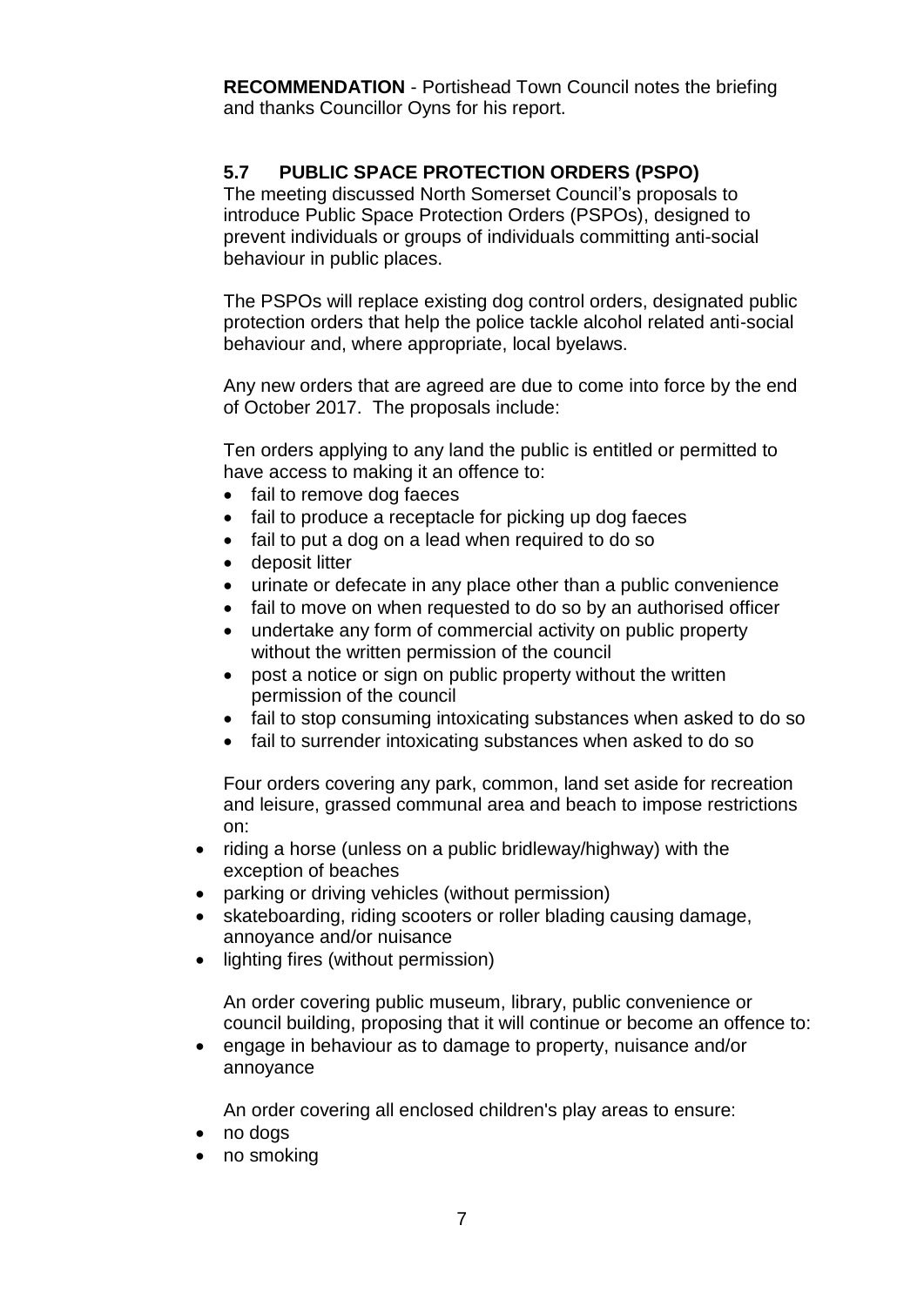**RECOMMENDATION** - Portishead Town Council notes the briefing and thanks Councillor Oyns for his report.

### **5.7 PUBLIC SPACE PROTECTION ORDERS (PSPO)**

The meeting discussed North Somerset Council's proposals to introduce Public Space Protection Orders (PSPOs), designed to prevent individuals or groups of individuals committing anti-social behaviour in public places.

The PSPOs will replace existing dog control orders, designated public protection orders that help the police tackle alcohol related anti-social behaviour and, where appropriate, local byelaws.

Any new orders that are agreed are due to come into force by the end of October 2017. The proposals include:

Ten orders applying to any land the public is entitled or permitted to have access to making it an offence to:

- fail to remove dog faeces
- fail to produce a receptacle for picking up dog faeces
- fail to put a dog on a lead when required to do so
- deposit litter
- urinate or defecate in any place other than a public convenience
- fail to move on when requested to do so by an authorised officer
- undertake any form of commercial activity on public property without the written permission of the council
- post a notice or sign on public property without the written permission of the council
- fail to stop consuming intoxicating substances when asked to do so
- fail to surrender intoxicating substances when asked to do so

Four orders covering any park, common, land set aside for recreation and leisure, grassed communal area and beach to impose restrictions on:

- riding a horse (unless on a public bridleway/highway) with the exception of beaches
- parking or driving vehicles (without permission)
- skateboarding, riding scooters or roller blading causing damage, annoyance and/or nuisance
- lighting fires (without permission)

An order covering public museum, library, public convenience or council building, proposing that it will continue or become an offence to:

- engage in behaviour as to damage to property, nuisance and/or annoyance

An order covering all enclosed children's play areas to ensure:

- no dogs
- no smoking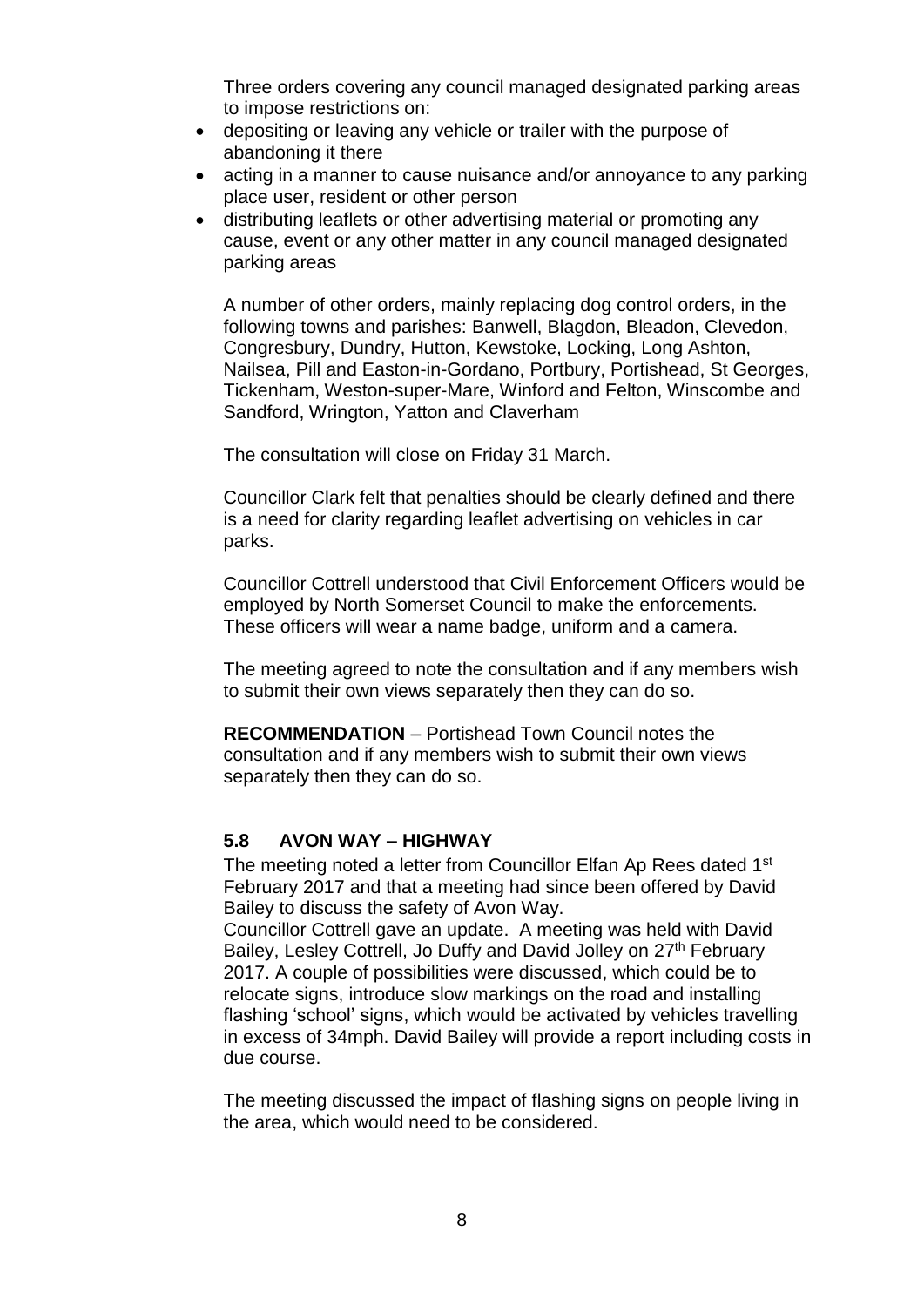Three orders covering any council managed designated parking areas to impose restrictions on:

- depositing or leaving any vehicle or trailer with the purpose of abandoning it there
- acting in a manner to cause nuisance and/or annoyance to any parking place user, resident or other person
- distributing leaflets or other advertising material or promoting any cause, event or any other matter in any council managed designated parking areas

A number of other orders, mainly replacing dog control orders, in the following towns and parishes: Banwell, Blagdon, Bleadon, Clevedon, Congresbury, Dundry, Hutton, Kewstoke, Locking, Long Ashton, Nailsea, Pill and Easton-in-Gordano, Portbury, Portishead, St Georges, Tickenham, Weston-super-Mare, Winford and Felton, Winscombe and Sandford, Wrington, Yatton and Claverham

The consultation will close on Friday 31 March.

Councillor Clark felt that penalties should be clearly defined and there is a need for clarity regarding leaflet advertising on vehicles in car parks.

Councillor Cottrell understood that Civil Enforcement Officers would be employed by North Somerset Council to make the enforcements. These officers will wear a name badge, uniform and a camera.

The meeting agreed to note the consultation and if any members wish to submit their own views separately then they can do so.

**RECOMMENDATION** – Portishead Town Council notes the consultation and if any members wish to submit their own views separately then they can do so.

### 5.8 AVON WAY – HIGHWAY

The meeting noted a letter from Councillor Elfan Ap Rees dated 1st February 2017 and that a meeting had since been offered by David Bailey to discuss the safety of Avon Way.

Councillor Cottrell gave an update. A meeting was held with David Bailey, Lesley Cottrell, Jo Duffy and David Jolley on 27th February 2017. A couple of possibilities were discussed, which could be to relocate signs, introduce slow markings on the road and installing flashing 'school' signs, which would be activated by vehicles travelling in excess of 34mph. David Bailey will provide a report including costs in due course.

The meeting discussed the impact of flashing signs on people living in the area, which would need to be considered.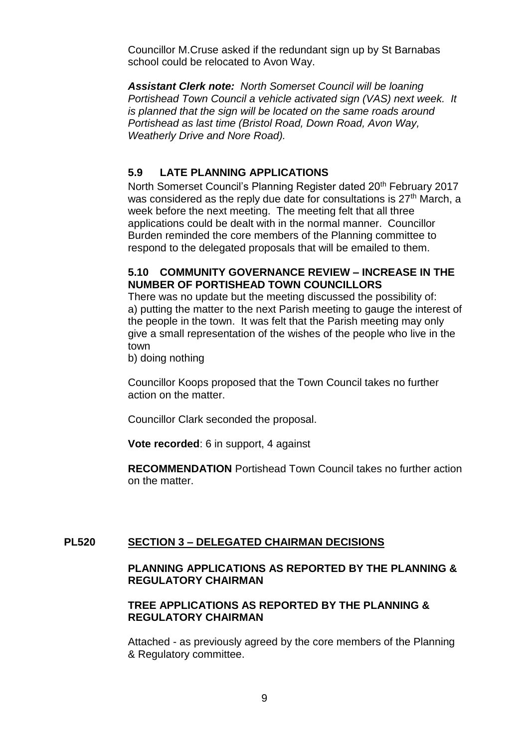Councillor M.Cruse asked if the redundant sign up by St Barnabas school could be relocated to Avon Way.

***Assistant Clerk note:*** *North Somerset Council will be loaning Portishead Town Council a vehicle activated sign (VAS) next week. It is planned that the sign will be located on the same roads around Portishead as last time (Bristol Road, Down Road, Avon Way, Weatherly Drive and Nore Road).*

### 5.9 LATE PLANNING APPLICATIONS

North Somerset Council's Planning Register dated 20th February 2017 was considered as the reply due date for consultations is 27th March, a week before the next meeting. The meeting felt that all three applications could be dealt with in the normal manner. Councillor Burden reminded the core members of the Planning committee to respond to the delegated proposals that will be emailed to them.

### 5.10 COMMUNITY GOVERNANCE REVIEW – INCREASE IN THE NUMBER OF PORTISHEAD TOWN COUNCILLORS

There was no update but the meeting discussed the possibility of:
a) putting the matter to the next Parish meeting to gauge the interest of the people in the town. It was felt that the Parish meeting may only give a small representation of the wishes of the people who live in the town
b) doing nothing

Councillor Koops proposed that the Town Council takes no further action on the matter.

Councillor Clark seconded the proposal.

**Vote recorded**: 6 in support, 4 against

**RECOMMENDATION** Portishead Town Council takes no further action on the matter.

## PL520 SECTION 3 – DELEGATED CHAIRMAN DECISIONS

**PLANNING APPLICATIONS AS REPORTED BY THE PLANNING & REGULATORY CHAIRMAN**

**TREE APPLICATIONS AS REPORTED BY THE PLANNING & REGULATORY CHAIRMAN**

Attached - as previously agreed by the core members of the Planning & Regulatory committee.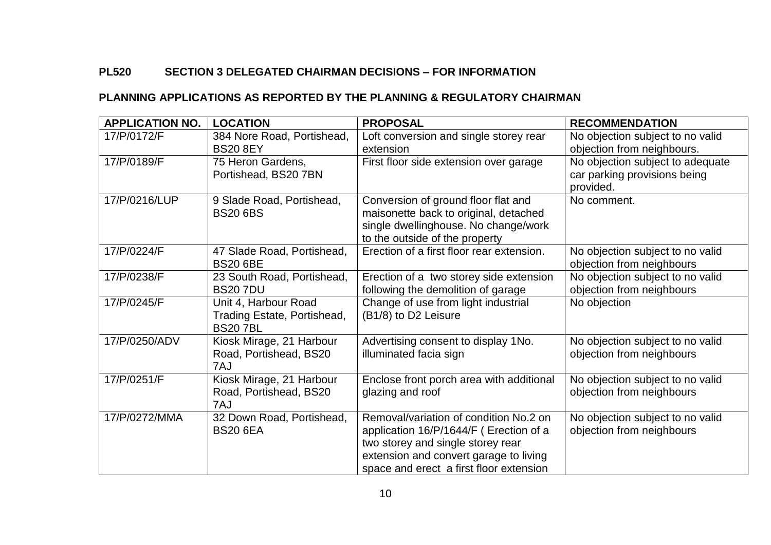**PL520 SECTION 3 DELEGATED CHAIRMAN DECISIONS – FOR INFORMATION**

**PLANNING APPLICATIONS AS REPORTED BY THE PLANNING & REGULATORY CHAIRMAN**

| APPLICATION NO. | LOCATION | PROPOSAL | RECOMMENDATION |
|---|---|---|---|
| 17/P/0172/F | 384 Nore Road, Portishead, BS20 8EY | Loft conversion and single storey rear extension | No objection subject to no valid objection from neighbours. |
| 17/P/0189/F | 75 Heron Gardens, Portishead, BS20 7BN | First floor side extension over garage | No objection subject to adequate car parking provisions being provided. |
| 17/P/0216/LUP | 9 Slade Road, Portishead, BS20 6BS | Conversion of ground floor flat and maisonette back to original, detached single dwellinghouse. No change/work to the outside of the property | No comment. |
| 17/P/0224/F | 47 Slade Road, Portishead, BS20 6BE | Erection of a first floor rear extension. | No objection subject to no valid objection from neighbours |
| 17/P/0238/F | 23 South Road, Portishead, BS20 7DU | Erection of a two storey side extension following the demolition of garage | No objection subject to no valid objection from neighbours |
| 17/P/0245/F | Unit 4, Harbour Road Trading Estate, Portishead, BS20 7BL | Change of use from light industrial (B1/8) to D2 Leisure | No objection |
| 17/P/0250/ADV | Kiosk Mirage, 21 Harbour Road, Portishead, BS20 7AJ | Advertising consent to display 1No. illuminated facia sign | No objection subject to no valid objection from neighbours |
| 17/P/0251/F | Kiosk Mirage, 21 Harbour Road, Portishead, BS20 7AJ | Enclose front porch area with additional glazing and roof | No objection subject to no valid objection from neighbours |
| 17/P/0272/MMA | 32 Down Road, Portishead, BS20 6EA | Removal/variation of condition No.2 on application 16/P/1644/F ( Erection of a two storey and single storey rear extension and convert garage to living space and erect a first floor extension | No objection subject to no valid objection from neighbours |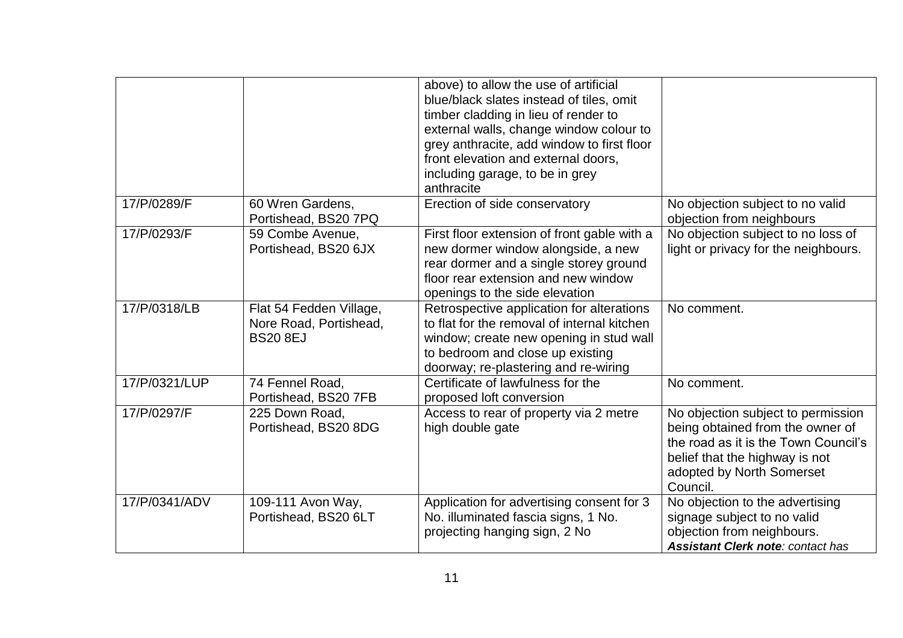|  |  |  |  |
|---|---|---|---|
|  |  | above) to allow the use of artificial blue/black slates instead of tiles, omit timber cladding in lieu of render to external walls, change window colour to grey anthracite, add window to first floor front elevation and external doors, including garage, to be in grey anthracite |  |
| 17/P/0289/F | 60 Wren Gardens, Portishead, BS20 7PQ | Erection of side conservatory | No objection subject to no valid objection from neighbours |
| 17/P/0293/F | 59 Combe Avenue, Portishead, BS20 6JX | First floor extension of front gable with a new dormer window alongside, a new rear dormer and a single storey ground floor rear extension and new window openings to the side elevation | No objection subject to no loss of light or privacy for the neighbours. |
| 17/P/0318/LB | Flat 54 Fedden Village, Nore Road, Portishead, BS20 8EJ | Retrospective application for alterations to flat for the removal of internal kitchen window; create new opening in stud wall to bedroom and close up existing doorway; re-plastering and re-wiring | No comment. |
| 17/P/0321/LUP | 74 Fennel Road, Portishead, BS20 7FB | Certificate of lawfulness for the proposed loft conversion | No comment. |
| 17/P/0297/F | 225 Down Road, Portishead, BS20 8DG | Access to rear of property via 2 metre high double gate | No objection subject to permission being obtained from the owner of the road as it is the Town Council's belief that the highway is not adopted by North Somerset Council. |
| 17/P/0341/ADV | 109-111 Avon Way, Portishead, BS20 6LT | Application for advertising consent for 3 No. illuminated fascia signs, 1 No. projecting hanging sign, 2 No | No objection to the advertising signage subject to no valid objection from neighbours. ***Assistant Clerk note****: contact has* |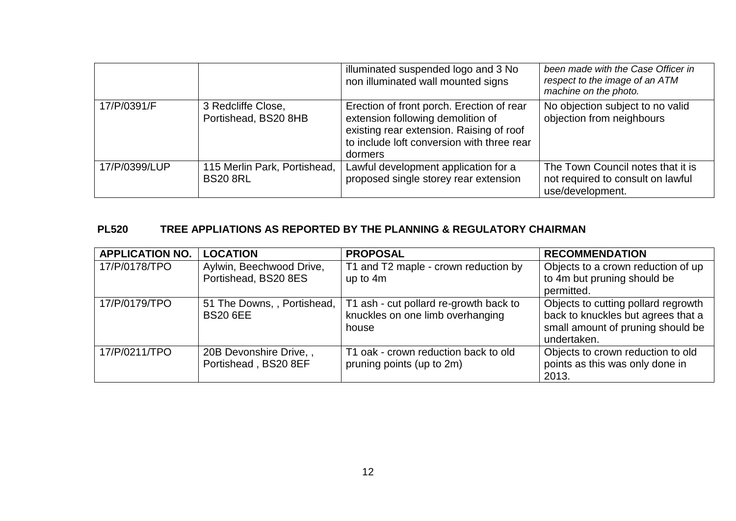| | | illuminated suspended logo and 3 No non illuminated wall mounted signs | *been made with the Case Officer in respect to the image of an ATM machine on the photo.* |
|---|---|---|---|
| 17/P/0391/F | 3 Redcliffe Close, Portishead, BS20 8HB | Erection of front porch. Erection of rear extension following demolition of existing rear extension. Raising of roof to include loft conversion with three rear dormers | No objection subject to no valid objection from neighbours |
| 17/P/0399/LUP | 115 Merlin Park, Portishead, BS20 8RL | Lawful development application for a proposed single storey rear extension | The Town Council notes that it is not required to consult on lawful use/development. |

**PL520 TREE APPLIATIONS AS REPORTED BY THE PLANNING & REGULATORY CHAIRMAN**

| **APPLICATION NO.** | **LOCATION** | **PROPOSAL** | **RECOMMENDATION** |
|---|---|---|---|
| 17/P/0178/TPO | Aylwin, Beechwood Drive, Portishead, BS20 8ES | T1 and T2 maple - crown reduction by up to 4m | Objects to a crown reduction of up to 4m but pruning should be permitted. |
| 17/P/0179/TPO | 51 The Downs, , Portishead, BS20 6EE | T1 ash - cut pollard re-growth back to knuckles on one limb overhanging house | Objects to cutting pollard regrowth back to knuckles but agrees that a small amount of pruning should be undertaken. |
| 17/P/0211/TPO | 20B Devonshire Drive, , Portishead , BS20 8EF | T1 oak - crown reduction back to old pruning points (up to 2m) | Objects to crown reduction to old points as this was only done in 2013. |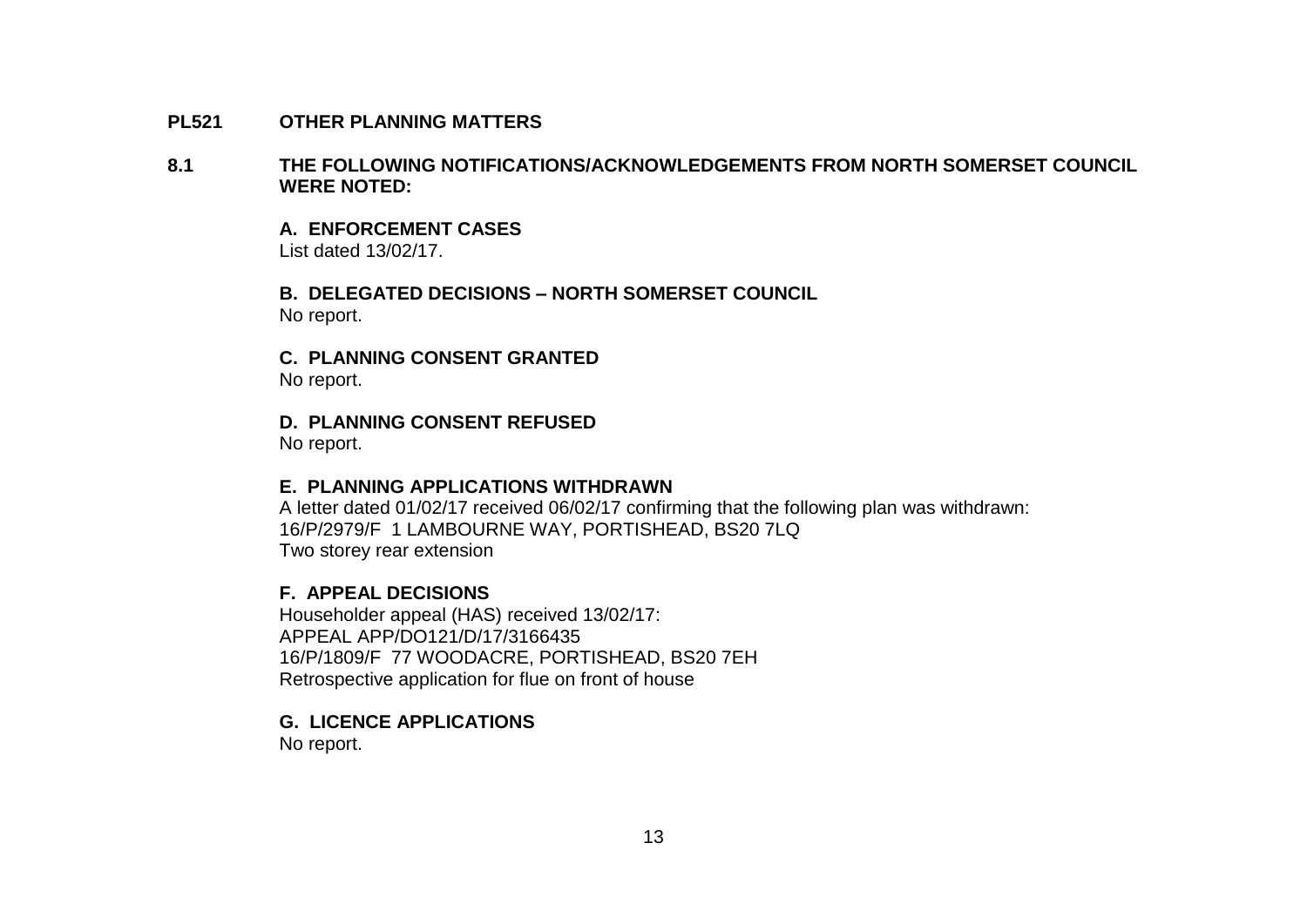## PL521 OTHER PLANNING MATTERS

### 8.1 THE FOLLOWING NOTIFICATIONS/ACKNOWLEDGEMENTS FROM NORTH SOMERSET COUNCIL WERE NOTED:

**A. ENFORCEMENT CASES**
List dated 13/02/17.

**B. DELEGATED DECISIONS – NORTH SOMERSET COUNCIL**
No report.

**C. PLANNING CONSENT GRANTED**
No report.

**D. PLANNING CONSENT REFUSED**
No report.

**E. PLANNING APPLICATIONS WITHDRAWN**
A letter dated 01/02/17 received 06/02/17 confirming that the following plan was withdrawn:
16/P/2979/F 1 LAMBOURNE WAY, PORTISHEAD, BS20 7LQ
Two storey rear extension

**F. APPEAL DECISIONS**
Householder appeal (HAS) received 13/02/17:
APPEAL APP/DO121/D/17/3166435
16/P/1809/F 77 WOODACRE, PORTISHEAD, BS20 7EH
Retrospective application for flue on front of house

**G. LICENCE APPLICATIONS**
No report.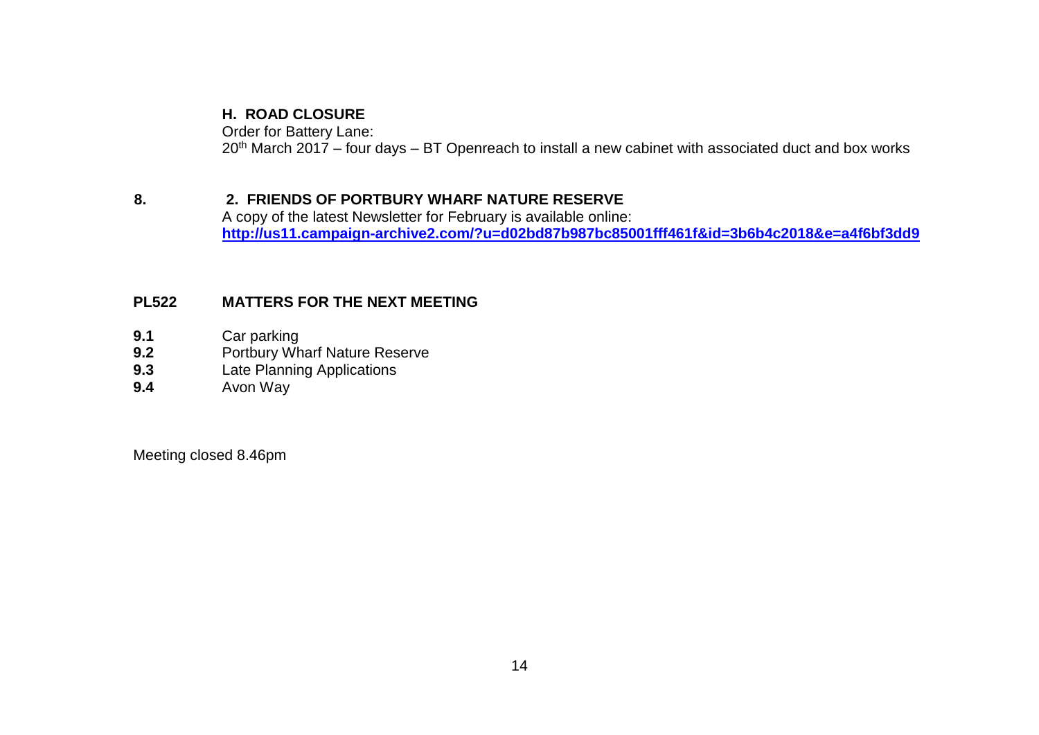**H. ROAD CLOSURE**

Order for Battery Lane:

20th March 2017 – four days – BT Openreach to install a new cabinet with associated duct and box works

**8. 2. FRIENDS OF PORTBURY WHARF NATURE RESERVE**

A copy of the latest Newsletter for February is available online:

**http://us11.campaign-archive2.com/?u=d02bd87b987bc85001fff461f&id=3b6b4c2018&e=a4f6bf3dd9**

## PL522 MATTERS FOR THE NEXT MEETING

**9.1** Car parking

**9.2** Portbury Wharf Nature Reserve

**9.3** Late Planning Applications

**9.4** Avon Way

Meeting closed 8.46pm